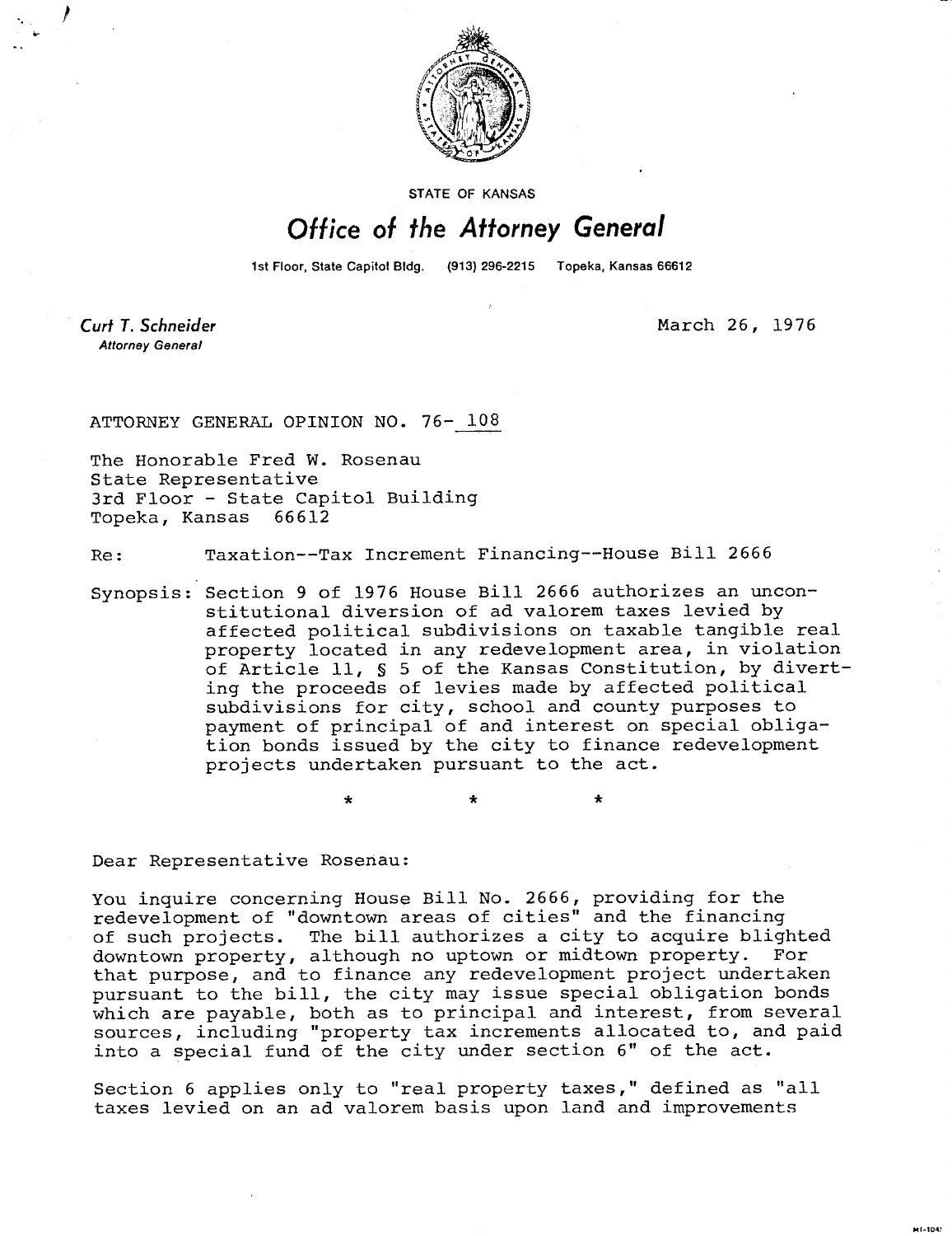STATE OF KANSAS

# Office of the Attorney General

1st Floor, State Capitol Bldg. (913) 296-2215 Topeka, Kansas 66612

*Curt T. Schneider*
*Attorney General*

March 26, 1976

ATTORNEY GENERAL OPINION NO. 76- 108

The Honorable Fred W. Rosenau
State Representative
3rd Floor - State Capitol Building
Topeka, Kansas 66612

Re: Taxation--Tax Increment Financing--House Bill 2666

Synopsis: Section 9 of 1976 House Bill 2666 authorizes an unconstitutional diversion of ad valorem taxes levied by affected political subdivisions on taxable tangible real property located in any redevelopment area, in violation of Article 11, § 5 of the Kansas Constitution, by diverting the proceeds of levies made by affected political subdivisions for city, school and county purposes to payment of principal of and interest on special obligation bonds issued by the city to finance redevelopment projects undertaken pursuant to the act.

\* \* \*

Dear Representative Rosenau:

You inquire concerning House Bill No. 2666, providing for the redevelopment of "downtown areas of cities" and the financing of such projects. The bill authorizes a city to acquire blighted downtown property, although no uptown or midtown property. For that purpose, and to finance any redevelopment project undertaken pursuant to the bill, the city may issue special obligation bonds which are payable, both as to principal and interest, from several sources, including "property tax increments allocated to, and paid into a special fund of the city under section 6" of the act.

Section 6 applies only to "real property taxes," defined as "all taxes levied on an ad valorem basis upon land and improvements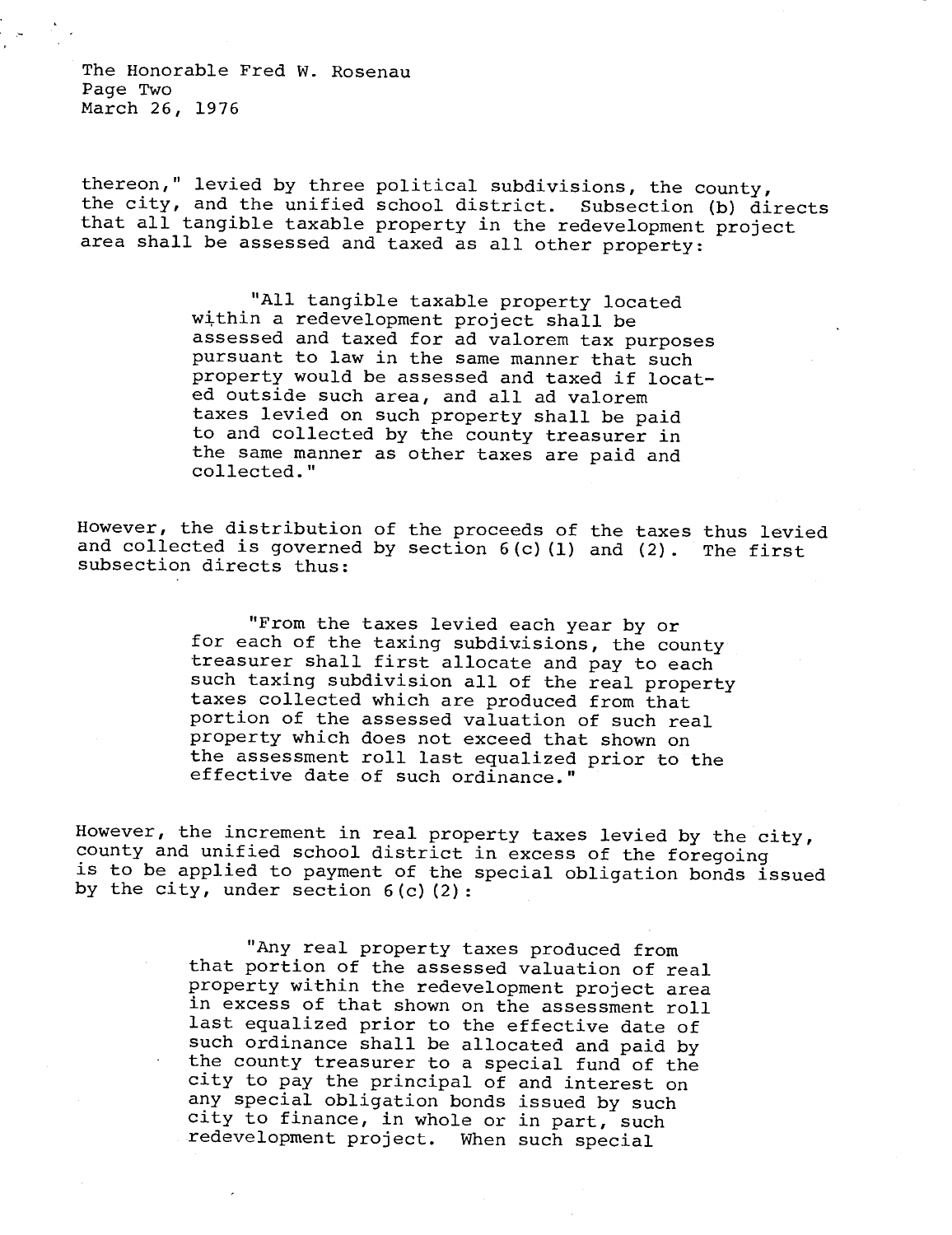thereon," levied by three political subdivisions, the county, the city, and the unified school district. Subsection (b) directs that all tangible taxable property in the redevelopment project area shall be assessed and taxed as all other property:

> "All tangible taxable property located within a redevelopment project shall be assessed and taxed for ad valorem tax purposes pursuant to law in the same manner that such property would be assessed and taxed if located outside such area, and all ad valorem taxes levied on such property shall be paid to and collected by the county treasurer in the same manner as other taxes are paid and collected."

However, the distribution of the proceeds of the taxes thus levied and collected is governed by section 6(c)(1) and (2). The first subsection directs thus:

> "From the taxes levied each year by or for each of the taxing subdivisions, the county treasurer shall first allocate and pay to each such taxing subdivision all of the real property taxes collected which are produced from that portion of the assessed valuation of such real property which does not exceed that shown on the assessment roll last equalized prior to the effective date of such ordinance."

However, the increment in real property taxes levied by the city, county and unified school district in excess of the foregoing is to be applied to payment of the special obligation bonds issued by the city, under section 6(c)(2):

> "Any real property taxes produced from that portion of the assessed valuation of real property within the redevelopment project area in excess of that shown on the assessment roll last equalized prior to the effective date of such ordinance shall be allocated and paid by the county treasurer to a special fund of the city to pay the principal of and interest on any special obligation bonds issued by such city to finance, in whole or in part, such redevelopment project. When such special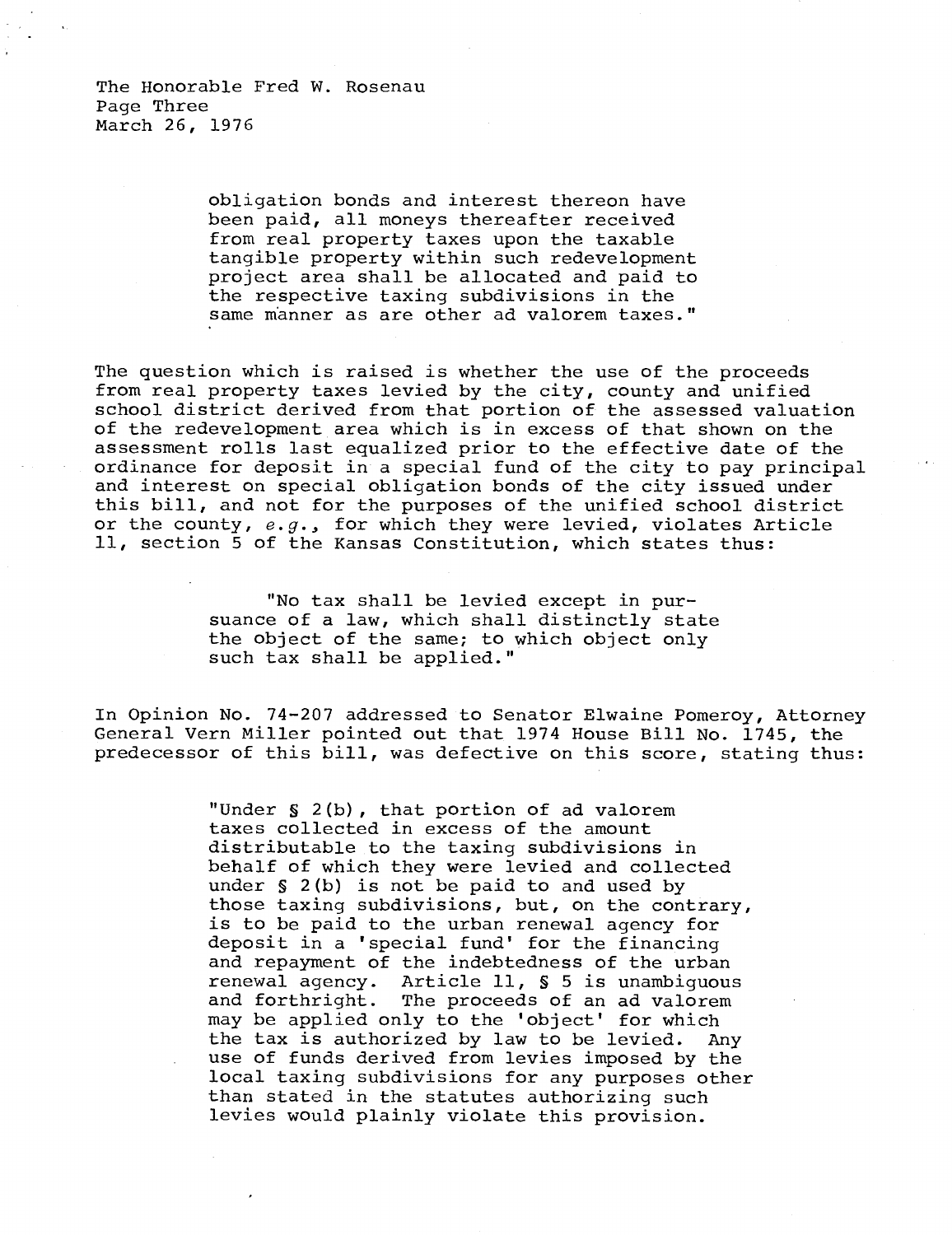obligation bonds and interest thereon have been paid, all moneys thereafter received from real property taxes upon the taxable tangible property within such redevelopment project area shall be allocated and paid to the respective taxing subdivisions in the same manner as are other ad valorem taxes."

The question which is raised is whether the use of the proceeds from real property taxes levied by the city, county and unified school district derived from that portion of the assessed valuation of the redevelopment area which is in excess of that shown on the assessment rolls last equalized prior to the effective date of the ordinance for deposit in a special fund of the city to pay principal and interest on special obligation bonds of the city issued under this bill, and not for the purposes of the unified school district or the county, *e.g.*, for which they were levied, violates Article 11, section 5 of the Kansas Constitution, which states thus:

> "No tax shall be levied except in pursuance of a law, which shall distinctly state the object of the same; to which object only such tax shall be applied."

In Opinion No. 74-207 addressed to Senator Elwaine Pomeroy, Attorney General Vern Miller pointed out that 1974 House Bill No. 1745, the predecessor of this bill, was defective on this score, stating thus:

> "Under § 2(b), that portion of ad valorem taxes collected in excess of the amount distributable to the taxing subdivisions in behalf of which they were levied and collected under § 2(b) is not be paid to and used by those taxing subdivisions, but, on the contrary, is to be paid to the urban renewal agency for deposit in a 'special fund' for the financing and repayment of the indebtedness of the urban renewal agency. Article 11, § 5 is unambiguous and forthright. The proceeds of an ad valorem may be applied only to the 'object' for which the tax is authorized by law to be levied. Any use of funds derived from levies imposed by the local taxing subdivisions for any purposes other than stated in the statutes authorizing such levies would plainly violate this provision.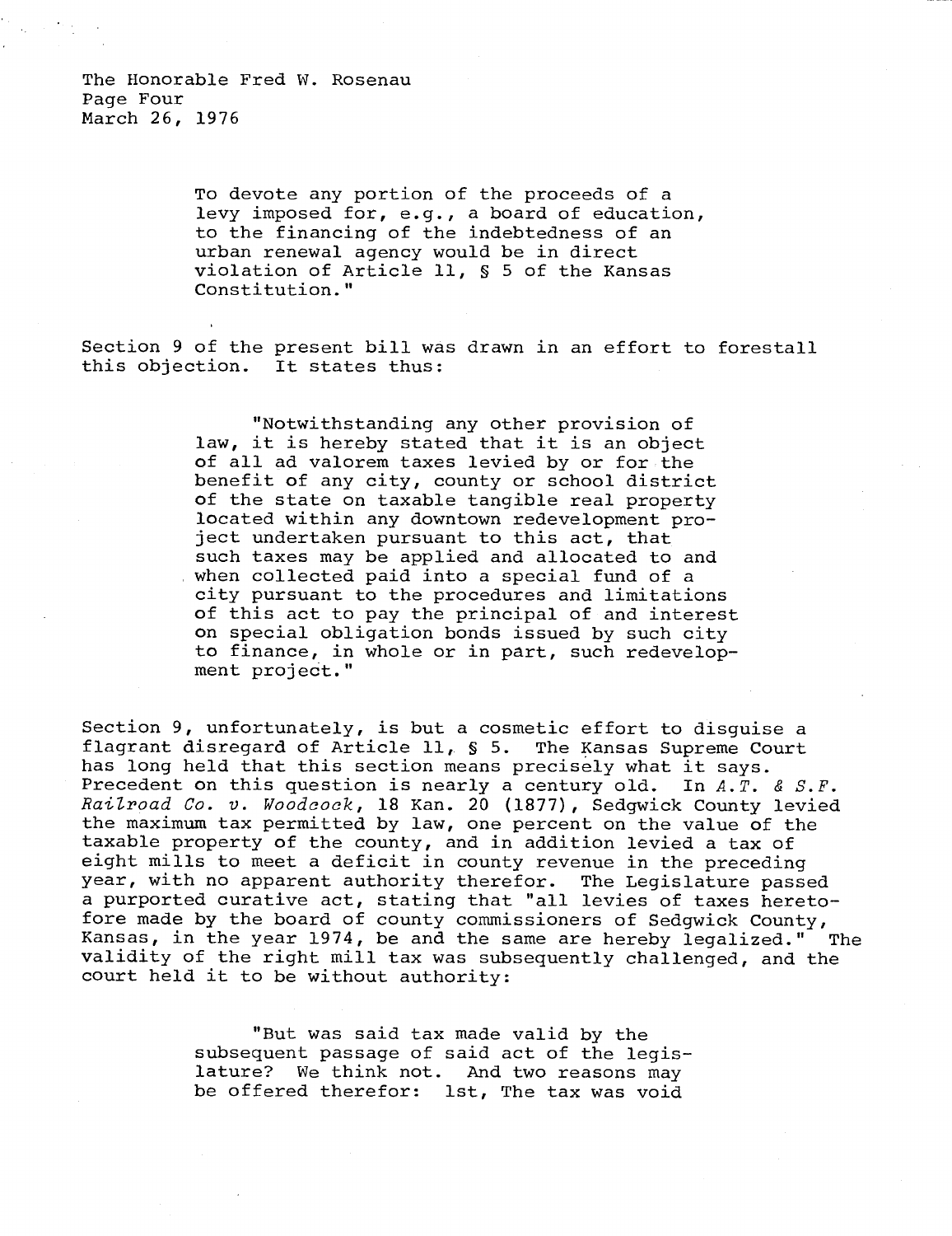The Honorable Fred W. Rosenau
Page Four
March 26, 1976

> To devote any portion of the proceeds of a levy imposed for, e.g., a board of education, to the financing of the indebtedness of an urban renewal agency would be in direct violation of Article 11, § 5 of the Kansas Constitution."

Section 9 of the present bill was drawn in an effort to forestall this objection. It states thus:

> "Notwithstanding any other provision of law, it is hereby stated that it is an object of all ad valorem taxes levied by or for the benefit of any city, county or school district of the state on taxable tangible real property located within any downtown redevelopment project undertaken pursuant to this act, that such taxes may be applied and allocated to and when collected paid into a special fund of a city pursuant to the procedures and limitations of this act to pay the principal of and interest on special obligation bonds issued by such city to finance, in whole or in part, such redevelopment project."

Section 9, unfortunately, is but a cosmetic effort to disguise a flagrant disregard of Article 11, § 5. The Kansas Supreme Court has long held that this section means precisely what it says. Precedent on this question is nearly a century old. In *A.T. & S.F. Railroad Co. v. Woodcock*, 18 Kan. 20 (1877), Sedgwick County levied the maximum tax permitted by law, one percent on the value of the taxable property of the county, and in addition levied a tax of eight mills to meet a deficit in county revenue in the preceding year, with no apparent authority therefor. The Legislature passed a purported curative act, stating that "all levies of taxes heretofore made by the board of county commissioners of Sedgwick County, Kansas, in the year 1974, be and the same are hereby legalized." The validity of the right mill tax was subsequently challenged, and the court held it to be without authority:

> "But was said tax made valid by the subsequent passage of said act of the legislature? We think not. And two reasons may be offered therefor: 1st, The tax was void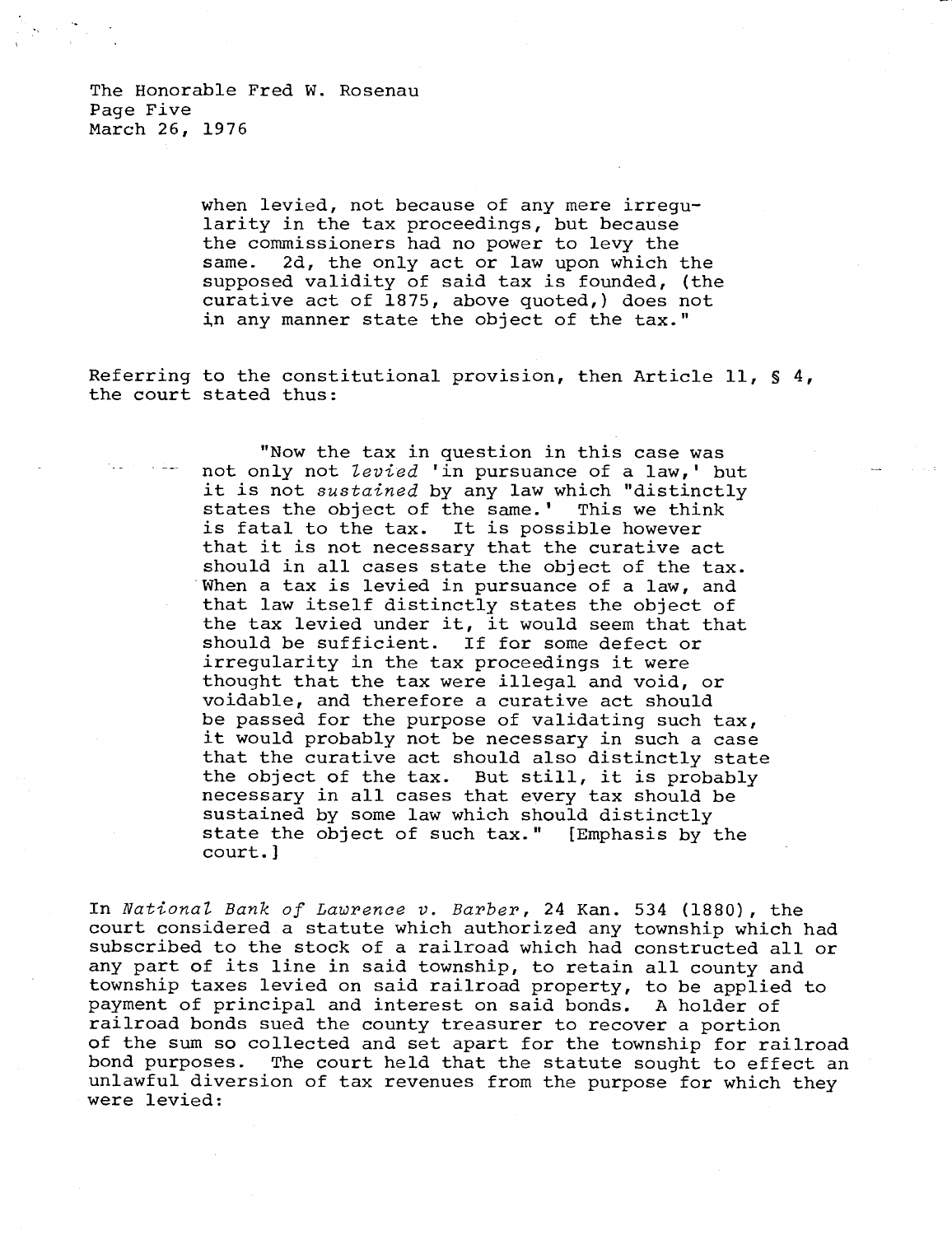> when levied, not because of any mere irregularity in the tax proceedings, but because the commissioners had no power to levy the same. 2d, the only act or law upon which the supposed validity of said tax is founded, (the curative act of 1875, above quoted,) does not in any manner state the object of the tax."

Referring to the constitutional provision, then Article 11, § 4, the court stated thus:

> "Now the tax in question in this case was not only not *levied* 'in pursuance of a law,' but it is not *sustained* by any law which "distinctly states the object of the same.' This we think is fatal to the tax. It is possible however that it is not necessary that the curative act should in all cases state the object of the tax. When a tax is levied in pursuance of a law, and that law itself distinctly states the object of the tax levied under it, it would seem that that should be sufficient. If for some defect or irregularity in the tax proceedings it were thought that the tax were illegal and void, or voidable, and therefore a curative act should be passed for the purpose of validating such tax, it would probably not be necessary in such a case that the curative act should also distinctly state the object of the tax. But still, it is probably necessary in all cases that every tax should be sustained by some law which should distinctly state the object of such tax." [Emphasis by the court.]

In *National Bank of Lawrence v. Barber*, 24 Kan. 534 (1880), the court considered a statute which authorized any township which had subscribed to the stock of a railroad which had constructed all or any part of its line in said township, to retain all county and township taxes levied on said railroad property, to be applied to payment of principal and interest on said bonds. A holder of railroad bonds sued the county treasurer to recover a portion of the sum so collected and set apart for the township for railroad bond purposes. The court held that the statute sought to effect an unlawful diversion of tax revenues from the purpose for which they were levied: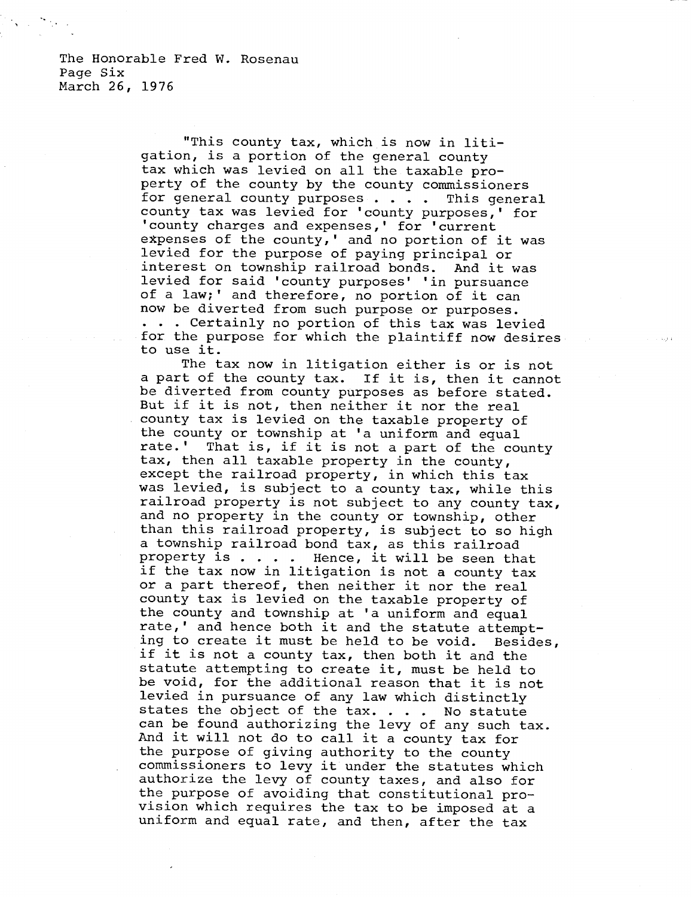"This county tax, which is now in litigation, is a portion of the general county tax which was levied on all the taxable property of the county by the county commissioners for general county purposes . . . . This general county tax was levied for 'county purposes,' for 'county charges and expenses,' for 'current expenses of the county,' and no portion of it was levied for the purpose of paying principal or interest on township railroad bonds. And it was levied for said 'county purposes' 'in pursuance of a law;' and therefore, no portion of it can now be diverted from such purpose or purposes. . . . Certainly no portion of this tax was levied for the purpose for which the plaintiff now desires to use it.

The tax now in litigation either is or is not a part of the county tax. If it is, then it cannot be diverted from county purposes as before stated. But if it is not, then neither it nor the real county tax is levied on the taxable property of the county or township at 'a uniform and equal rate.' That is, if it is not a part of the county tax, then all taxable property in the county, except the railroad property, in which this tax was levied, is subject to a county tax, while this railroad property is not subject to any county tax, and no property in the county or township, other than this railroad property, is subject to so high a township railroad bond tax, as this railroad property is . . . . Hence, it will be seen that if the tax now in litigation is not a county tax or a part thereof, then neither it nor the real county tax is levied on the taxable property of the county and township at 'a uniform and equal rate,' and hence both it and the statute attempting to create it must be held to be void. Besides, if it is not a county tax, then both it and the statute attempting to create it, must be held to be void, for the additional reason that it is not levied in pursuance of any law which distinctly states the object of the tax. . . . No statute can be found authorizing the levy of any such tax. And it will not do to call it a county tax for the purpose of giving authority to the county commissioners to levy it under the statutes which authorize the levy of county taxes, and also for the purpose of avoiding that constitutional provision which requires the tax to be imposed at a uniform and equal rate, and then, after the tax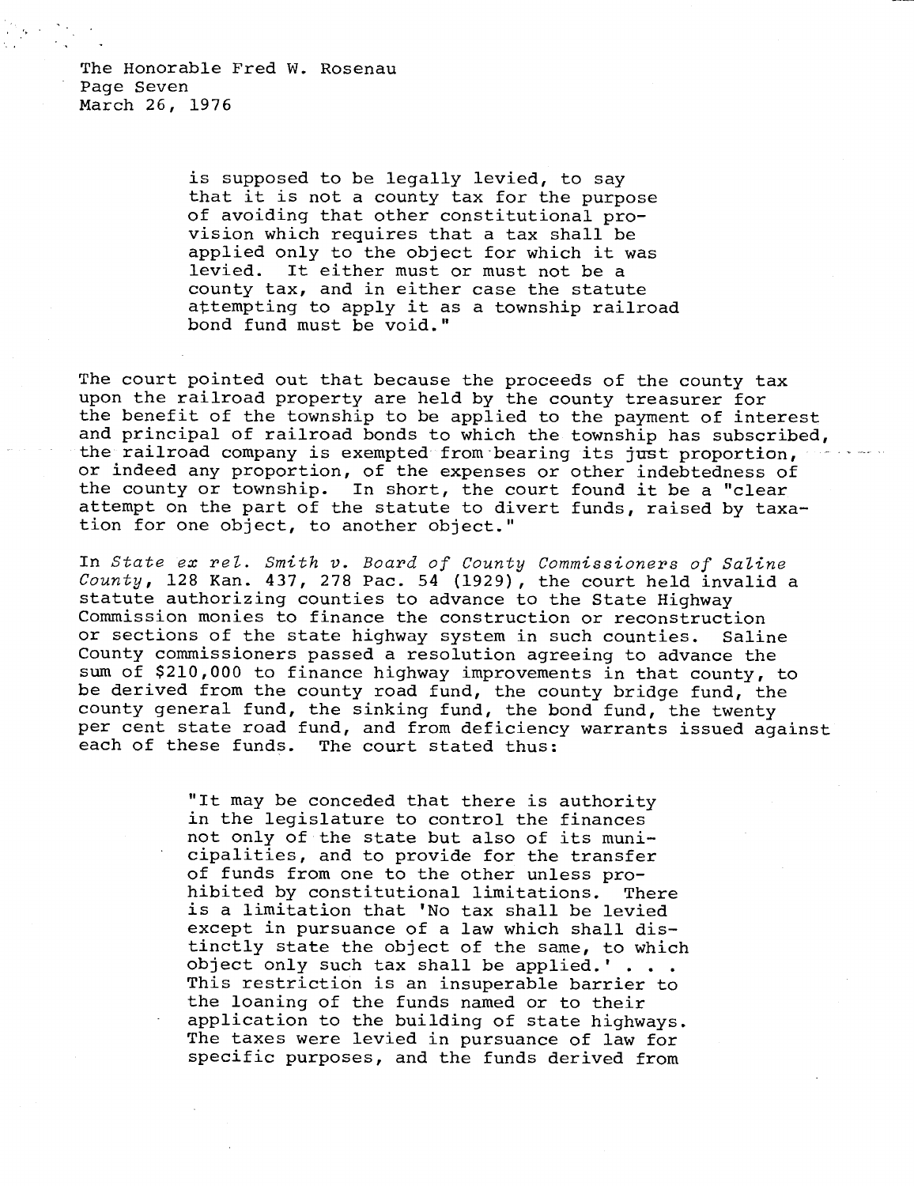> is supposed to be legally levied, to say that it is not a county tax for the purpose of avoiding that other constitutional provision which requires that a tax shall be applied only to the object for which it was levied. It either must or must not be a county tax, and in either case the statute attempting to apply it as a township railroad bond fund must be void."

The court pointed out that because the proceeds of the county tax upon the railroad property are held by the county treasurer for the benefit of the township to be applied to the payment of interest and principal of railroad bonds to which the township has subscribed, the railroad company is exempted from bearing its just proportion, or indeed any proportion, of the expenses or other indebtedness of the county or township. In short, the court found it be a "clear attempt on the part of the statute to divert funds, raised by taxation for one object, to another object."

In *State ex rel. Smith v. Board of County Commissioners of Saline County*, 128 Kan. 437, 278 Pac. 54 (1929), the court held invalid a statute authorizing counties to advance to the State Highway Commission monies to finance the construction or reconstruction or sections of the state highway system in such counties. Saline County commissioners passed a resolution agreeing to advance the sum of $210,000 to finance highway improvements in that county, to be derived from the county road fund, the county bridge fund, the county general fund, the sinking fund, the bond fund, the twenty per cent state road fund, and from deficiency warrants issued against each of these funds. The court stated thus:

> "It may be conceded that there is authority in the legislature to control the finances not only of the state but also of its municipalities, and to provide for the transfer of funds from one to the other unless prohibited by constitutional limitations. There is a limitation that 'No tax shall be levied except in pursuance of a law which shall distinctly state the object of the same, to which object only such tax shall be applied.' . . . This restriction is an insuperable barrier to the loaning of the funds named or to their application to the building of state highways. The taxes were levied in pursuance of law for specific purposes, and the funds derived from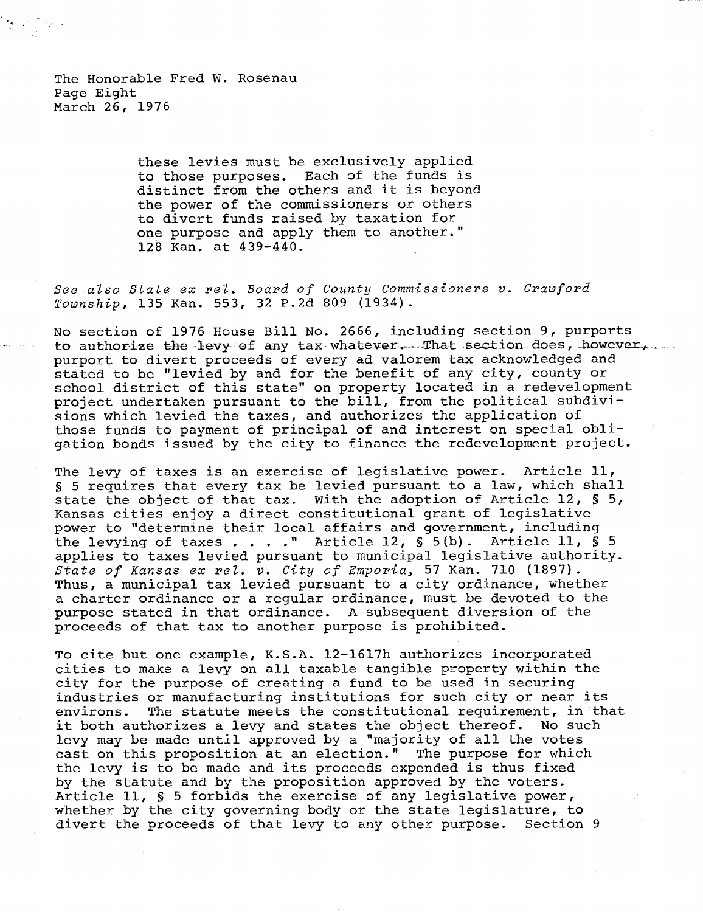> these levies must be exclusively applied to those purposes. Each of the funds is distinct from the others and it is beyond the power of the commissioners or others to divert funds raised by taxation for one purpose and apply them to another." 128 Kan. at 439-440.

*See also State ex rel. Board of County Commissioners v. Crawford Township*, 135 Kan. 553, 32 P.2d 809 (1934).

No section of 1976 House Bill No. 2666, including section 9, purports to authorize the levy of any tax whatever. That section does, however, purport to divert proceeds of every ad valorem tax acknowledged and stated to be "levied by and for the benefit of any city, county or school district of this state" on property located in a redevelopment project undertaken pursuant to the bill, from the political subdivisions which levied the taxes, and authorizes the application of those funds to payment of principal of and interest on special obligation bonds issued by the city to finance the redevelopment project.

The levy of taxes is an exercise of legislative power. Article 11, § 5 requires that every tax be levied pursuant to a law, which shall state the object of that tax. With the adoption of Article 12, § 5, Kansas cities enjoy a direct constitutional grant of legislative power to "determine their local affairs and government, including the levying of taxes . . . ." Article 12, § 5(b). Article 11, § 5 applies to taxes levied pursuant to municipal legislative authority. *State of Kansas ex rel. v. City of Emporia*, 57 Kan. 710 (1897). Thus, a municipal tax levied pursuant to a city ordinance, whether a charter ordinance or a regular ordinance, must be devoted to the purpose stated in that ordinance. A subsequent diversion of the proceeds of that tax to another purpose is prohibited.

To cite but one example, K.S.A. 12-1617h authorizes incorporated cities to make a levy on all taxable tangible property within the city for the purpose of creating a fund to be used in securing industries or manufacturing institutions for such city or near its environs. The statute meets the constitutional requirement, in that it both authorizes a levy and states the object thereof. No such levy may be made until approved by a "majority of all the votes cast on this proposition at an election." The purpose for which the levy is to be made and its proceeds expended is thus fixed by the statute and by the proposition approved by the voters. Article 11, § 5 forbids the exercise of any legislative power, whether by the city governing body or the state legislature, to divert the proceeds of that levy to any other purpose. Section 9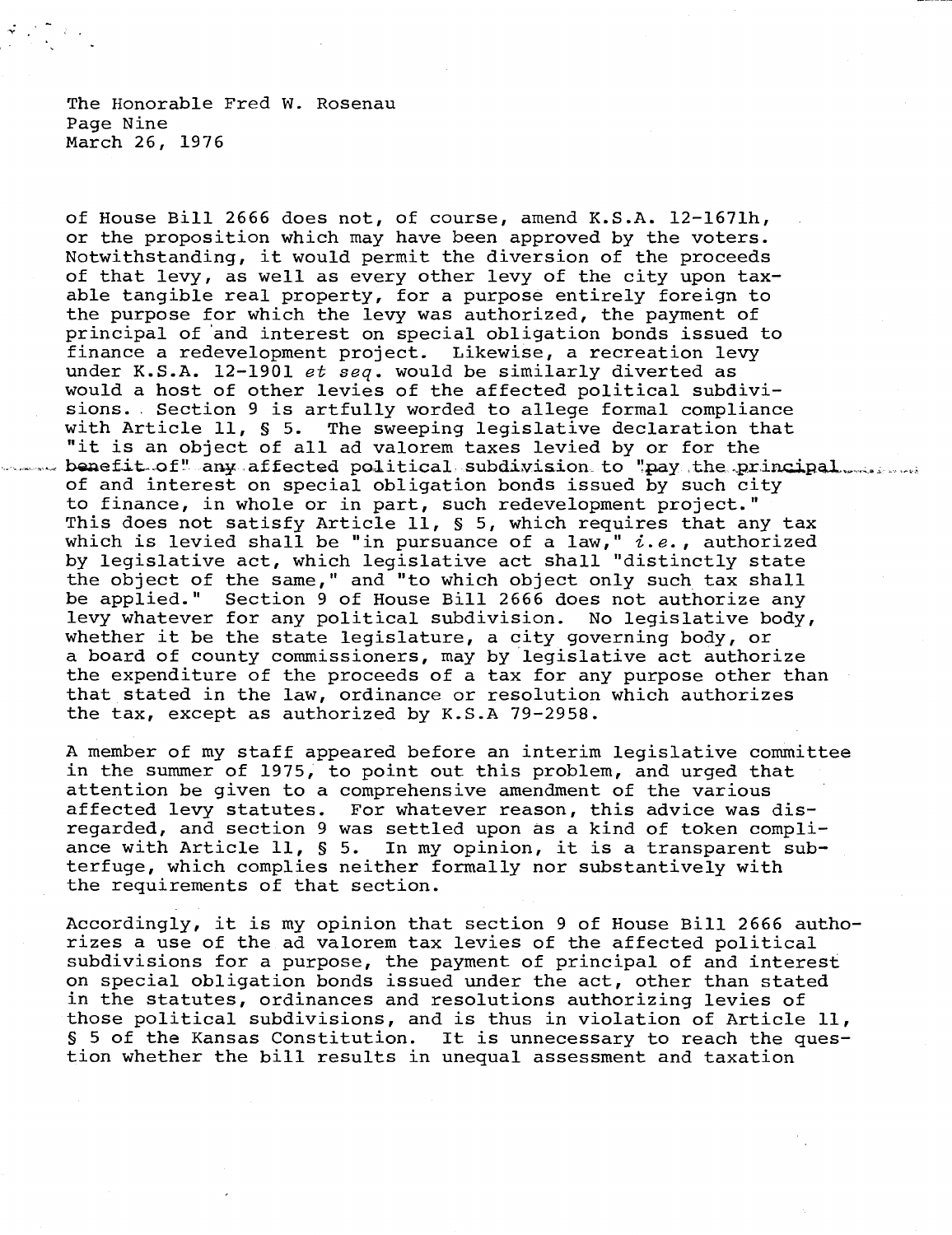of House Bill 2666 does not, of course, amend K.S.A. 12-1671h, or the proposition which may have been approved by the voters. Notwithstanding, it would permit the diversion of the proceeds of that levy, as well as every other levy of the city upon taxable tangible real property, for a purpose entirely foreign to the purpose for which the levy was authorized, the payment of principal of and interest on special obligation bonds issued to finance a redevelopment project. Likewise, a recreation levy under K.S.A. 12-1901 *et seq.* would be similarly diverted as would a host of other levies of the affected political subdivisions. Section 9 is artfully worded to allege formal compliance with Article 11, § 5. The sweeping legislative declaration that "it is an object of all ad valorem taxes levied by or for the benefit of" any affected political subdivision to "pay the principal of and interest on special obligation bonds issued by such city to finance, in whole or in part, such redevelopment project." This does not satisfy Article 11, § 5, which requires that any tax which is levied shall be "in pursuance of a law," *i.e.*, authorized by legislative act, which legislative act shall "distinctly state the object of the same," and "to which object only such tax shall be applied." Section 9 of House Bill 2666 does not authorize any levy whatever for any political subdivision. No legislative body, whether it be the state legislature, a city governing body, or a board of county commissioners, may by legislative act authorize the expenditure of the proceeds of a tax for any purpose other than that stated in the law, ordinance or resolution which authorizes the tax, except as authorized by K.S.A 79-2958.

A member of my staff appeared before an interim legislative committee in the summer of 1975, to point out this problem, and urged that attention be given to a comprehensive amendment of the various affected levy statutes. For whatever reason, this advice was disregarded, and section 9 was settled upon as a kind of token compliance with Article 11, § 5. In my opinion, it is a transparent subterfuge, which complies neither formally nor substantively with the requirements of that section.

Accordingly, it is my opinion that section 9 of House Bill 2666 authorizes a use of the ad valorem tax levies of the affected political subdivisions for a purpose, the payment of principal of and interest on special obligation bonds issued under the act, other than stated in the statutes, ordinances and resolutions authorizing levies of those political subdivisions, and is thus in violation of Article 11, § 5 of the Kansas Constitution. It is unnecessary to reach the question whether the bill results in unequal assessment and taxation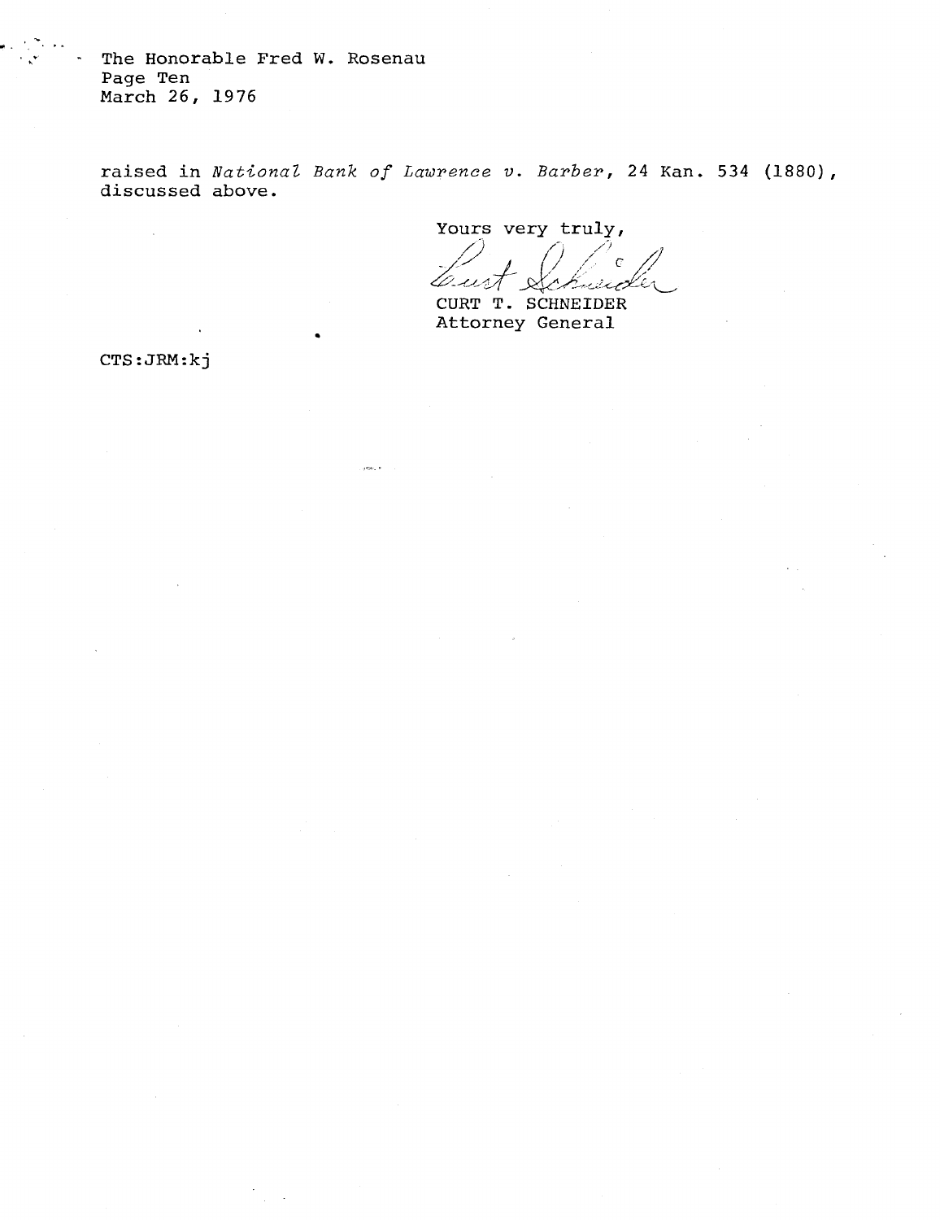raised in *National Bank of Lawrence v. Barber*, 24 Kan. 534 (1880), discussed above.

Yours very truly,

CURT T. SCHNEIDER
Attorney General

CTS:JRM:kj